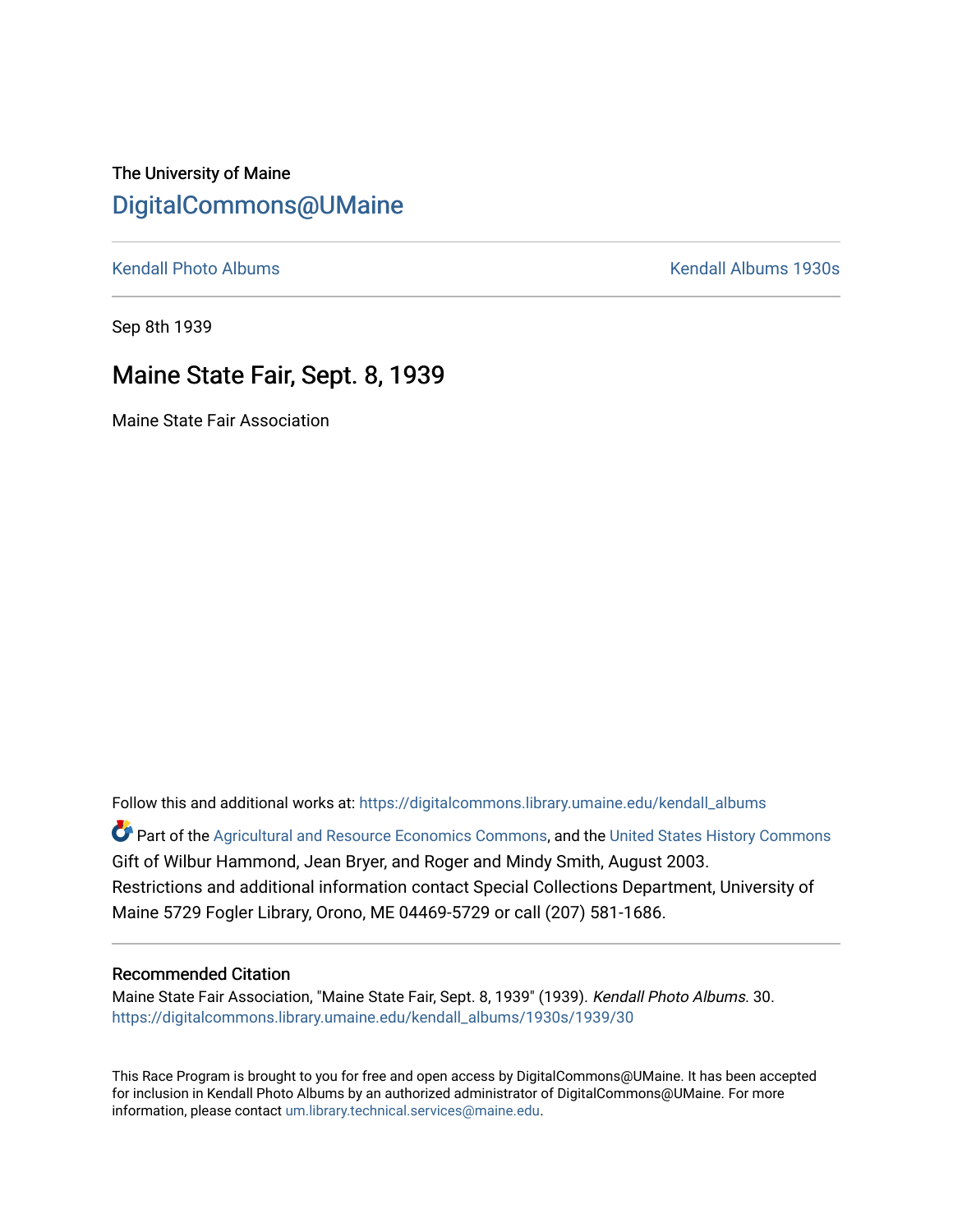The University of Maine

# DigitalCommons@UMaine

---

Kendall Photo Albums Kendall Albums 1930s

---

Sep 8th 1939

## Maine State Fair, Sept. 8, 1939

Maine State Fair Association

Follow this and additional works at: https://digitalcommons.library.umaine.edu/kendall_albums

Part of the Agricultural and Resource Economics Commons, and the United States History Commons
Gift of Wilbur Hammond, Jean Bryer, and Roger and Mindy Smith, August 2003.
Restrictions and additional information contact Special Collections Department, University of Maine 5729 Fogler Library, Orono, ME 04469-5729 or call (207) 581-1686.

---

### Recommended Citation

Maine State Fair Association, "Maine State Fair, Sept. 8, 1939" (1939). *Kendall Photo Albums*. 30.
https://digitalcommons.library.umaine.edu/kendall_albums/1930s/1939/30

This Race Program is brought to you for free and open access by DigitalCommons@UMaine. It has been accepted for inclusion in Kendall Photo Albums by an authorized administrator of DigitalCommons@UMaine. For more information, please contact um.library.technical.services@maine.edu.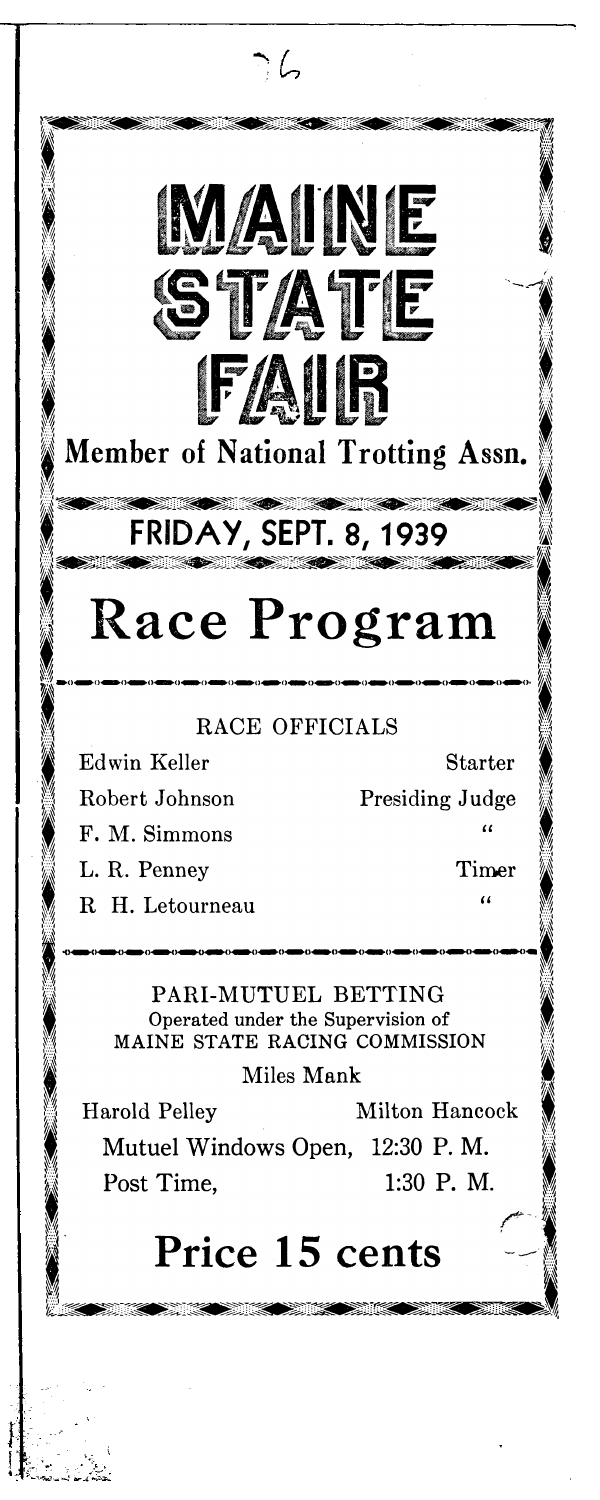# MAINE STATE FAIR

Member of National Trotting Assn.

## FRIDAY, SEPT. 8, 1939

# Race Program

RACE OFFICIALS

| | |
|---|---|
| Edwin Keller | Starter |
| Robert Johnson | Presiding Judge |
| F. M. Simmons | " |
| L. R. Penney | Timer |
| R H. Letourneau | " |

PARI-MUTUEL BETTING
Operated under the Supervision of
MAINE STATE RACING COMMISSION

Miles Mank

Harold Pelley Milton Hancock

Mutuel Windows Open, 12:30 P. M.

Post Time, 1:30 P. M.

## Price 15 cents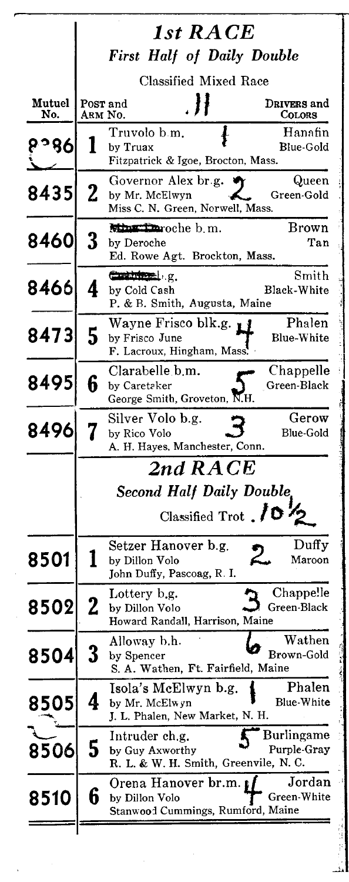## 1st RACE

### First Half of Daily Double

Classified Mixed Race 11

| Mutuel No. | Post and Arm No. | | Drivers and Colors |
|---|---|---|---|
| 8286 | 1 | Truvolo b.m. 1<br>by Truax<br>Fitzpatrick & Igoe, Brocton, Mass. | Hanafin<br>Blue-Gold |
| 8435 | 2 | Governor Alex br.g. 2<br>by Mr. McElwyn<br>Miss C. N. Green, Norwell, Mass. | Queen<br>Green-Gold |
| 8460 | 3 | Miss Deroche b.m.<br>by Deroche<br>Ed. Rowe Agt. Brockton, Mass. | Brown<br>Tan |
| 8466 | 4 | Cold Steel b.g.<br>by Cold Cash<br>P. & B. Smith, Augusta, Maine | Smith<br>Black-White |
| 8473 | 5 | Wayne Frisco blk.g. 4<br>by Frisco June<br>F. Lacroux, Hingham, Mass. | Phalen<br>Blue-White |
| 8495 | 6 | Clarabelle b.m. 5<br>by Caretaker<br>George Smith, Groveton, N.H. | Chappelle<br>Green-Black |
| 8496 | 7 | Silver Volo b.g. 3<br>by Rico Volo<br>A. H. Hayes, Manchester, Conn. | Gerow<br>Blue-Gold |

## 2nd RACE

### Second Half Daily Double

Classified Trot . 10½

| Mutuel No. | Post and Arm No. | | Drivers and Colors |
|---|---|---|---|
| 8501 | 1 | Setzer Hanover b.g. 2<br>by Dillon Volo<br>John Duffy, Pascoag, R. I. | Duffy<br>Maroon |
| 8502 | 2 | Lottery b.g. 3<br>by Dillon Volo<br>Howard Randall, Harrison, Maine | Chappelle<br>Green-Black |
| 8504 | 3 | Alloway b.h. 6<br>by Spencer<br>S. A. Wathen, Ft. Fairfield, Maine | Wathen<br>Brown-Gold |
| 8505 | 4 | Isola's McElwyn b.g. 1<br>by Mr. McElwyn<br>J. L. Phalen, New Market, N. H. | Phalen<br>Blue-White |
| 8506 | 5 | Intruder ch.g. 5<br>by Guy Axworthy<br>R. L. & W. H. Smith, Greenvile, N. C. | Burlingame<br>Purple-Gray |
| 8510 | 6 | Orena Hanover br.m. 4<br>by Dillon Volo<br>Stanwood Cummings, Rumford, Maine | Jordan<br>Green-White |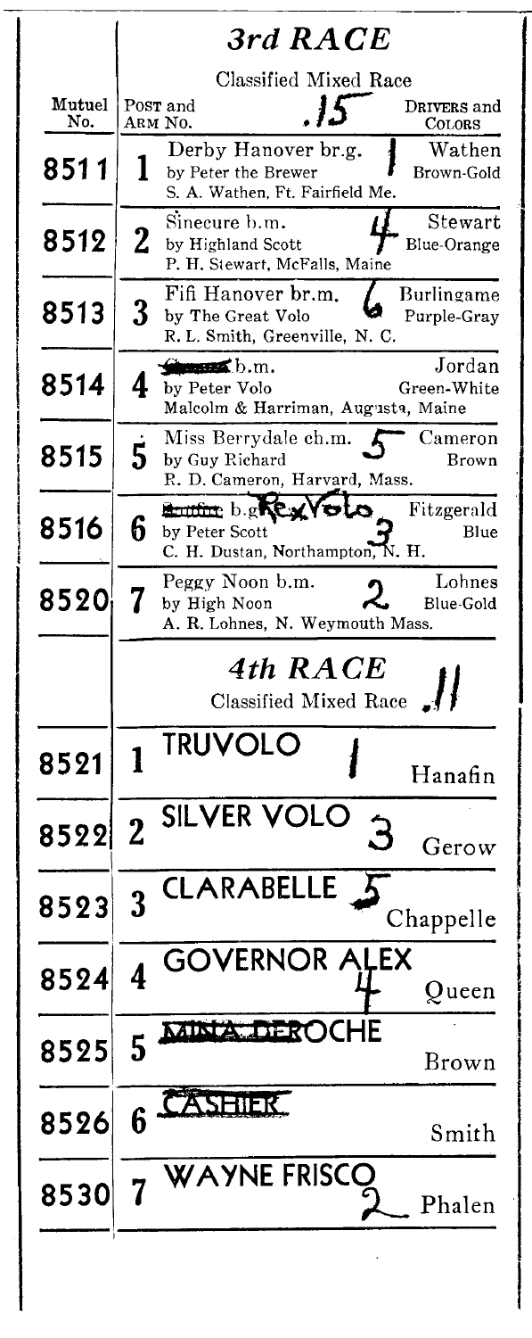## *3rd RACE*

Classified Mixed Race .15

| Mutuel No. | Post and Arm No. | | Drivers and Colors |
|---|---|---|---|
| 8511 | 1 | Derby Hanover br.g. by Peter the Brewer S. A. Wathen, Ft. Fairfield Me. 1 | Wathen Brown-Gold |
| 8512 | 2 | Sinecure b.m. by Highland Scott P. H. Stewart, McFalls, Maine 4 | Stewart Blue-Orange |
| 8513 | 3 | Fifi Hanover br.m. by The Great Volo R. L. Smith, Greenville, N. C. 6 | Burlingame Purple-Gray |
| 8514 | 4 | b.m. by Peter Volo Malcolm & Harriman, Augusta, Maine | Jordan Green-White |
| 8515 | 5 | Miss Berrydale ch.m. by Guy Richard R. D. Cameron, Harvard, Mass. 5 | Cameron Brown |
| 8516 | 6 | b.g Rex Volo by Peter Scott C. H. Dustan, Northampton, N. H. 3 | Fitzgerald Blue |
| 8520 | 7 | Peggy Noon b.m. by High Noon A. R. Lohnes, N. Weymouth Mass. 2 | Lohnes Blue-Gold |

## *4th RACE*

Classified Mixed Race .11

| Mutuel No. | Post and Arm No. | | Drivers |
|---|---|---|---|
| 8521 | 1 | TRUVOLO 1 | Hanafin |
| 8522 | 2 | SILVER VOLO 3 | Gerow |
| 8523 | 3 | CLARABELLE 5 | Chappelle |
| 8524 | 4 | GOVERNOR ALEX 4 | Queen |
| 8525 | 5 | ~~MINA DEROCHE~~ | Brown |
| 8526 | 6 | ~~CASHIER~~ | Smith |
| 8530 | 7 | WAYNE FRISCO 2 | Phalen |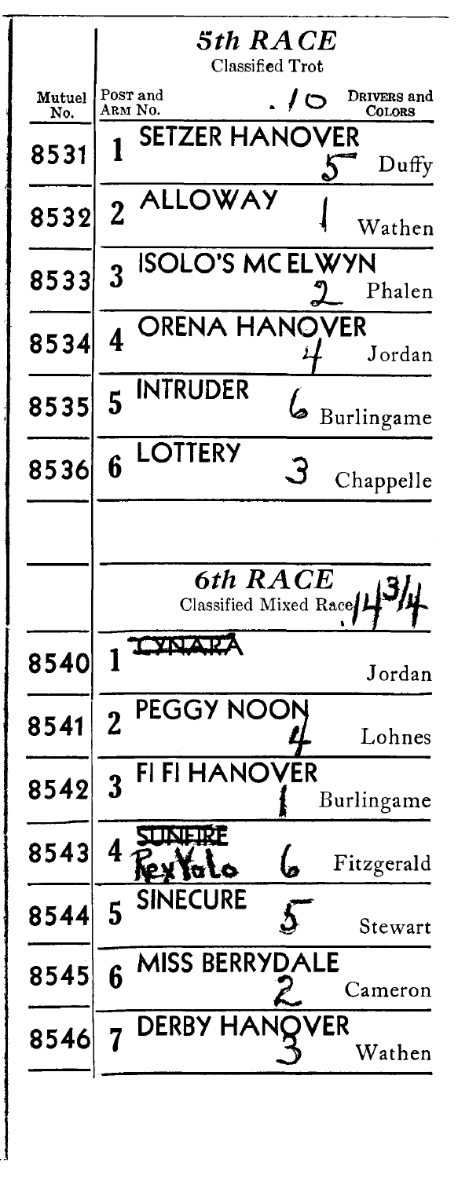## 5th RACE

Classified Trot

.10

| Mutuel No. | Post and Arm No. | | Drivers and Colors |
|---|---|---|---|
| 8531 | 1 | SETZER HANOVER 5 | Duffy |
| 8532 | 2 | ALLOWAY 1 | Wathen |
| 8533 | 3 | ISOLO'S MC ELWYN 2 | Phalen |
| 8534 | 4 | ORENA HANOVER 4 | Jordan |
| 8535 | 5 | INTRUDER 6 | Burlingame |
| 8536 | 6 | LOTTERY 3 | Chappelle |

## 6th RACE

Classified Mixed Race 14 3/4

| Mutuel No. | Post and Arm No. | | Drivers and Colors |
|---|---|---|---|
| 8540 | 1 | ~~CYNARA~~ | Jordan |
| 8541 | 2 | PEGGY NOON 4 | Lohnes |
| 8542 | 3 | FI FI HANOVER 1 | Burlingame |
| 8543 | 4 | ~~SUNFIRE~~ Rex Yolo 6 | Fitzgerald |
| 8544 | 5 | SINECURE 5 | Stewart |
| 8545 | 6 | MISS BERRYDALE 2 | Cameron |
| 8546 | 7 | DERBY HANOVER 3 | Wathen |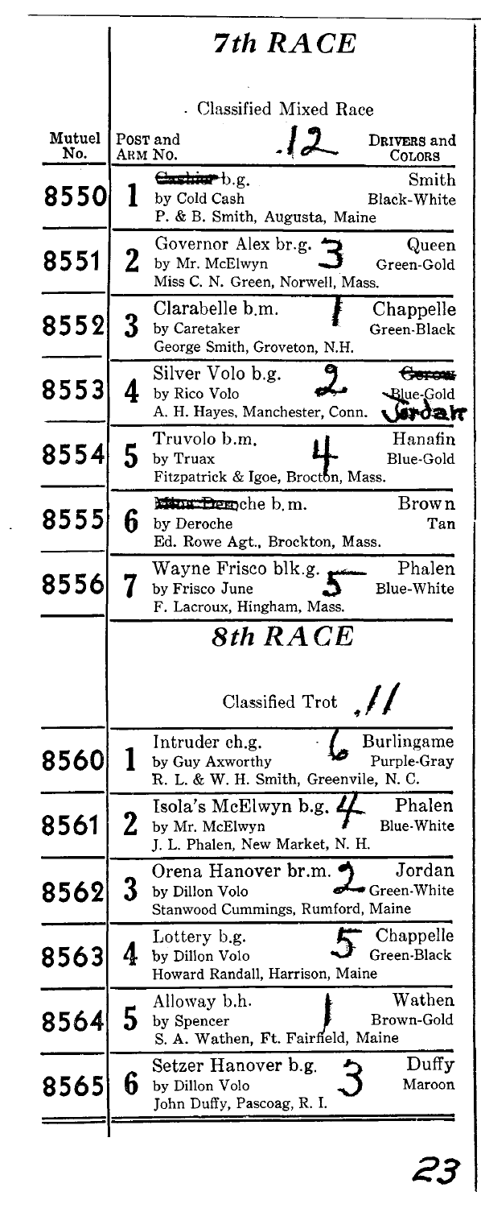## 7th RACE

Classified Mixed Race .12

| Mutuel No. | Post and Arm No. | | Drivers and Colors |
|---|---|---|---|
| 8550 | 1 | ~~Cashier~~ b.g. by Cold Cash<br>P. & B. Smith, Augusta, Maine | Smith<br>Black-White |
| 8551 | 2 | Governor Alex br.g. 3<br>by Mr. McElwyn<br>Miss C. N. Green, Norwell, Mass. | Queen<br>Green-Gold |
| 8552 | 3 | Clarabelle b.m. 1<br>by Caretaker<br>George Smith, Groveton, N.H. | Chappelle<br>Green-Black |
| 8553 | 4 | Silver Volo b.g. 2<br>by Rico Volo<br>A. H. Hayes, Manchester, Conn. | ~~Geroux~~ Jordan<br>Blue-Gold |
| 8554 | 5 | Truvolo b.m. 4<br>by Truax<br>Fitzpatrick & Igoe, Brocton, Mass. | Hanafin<br>Blue-Gold |
| 8555 | 6 | ~~Miss Dero~~che b.m.<br>by Deroche<br>Ed. Rowe Agt., Brockton, Mass. | Brown<br>Tan |
| 8556 | 7 | Wayne Frisco blk.g. 5<br>by Frisco June<br>F. Lacroux, Hingham, Mass. | Phalen<br>Blue-White |

## 8th RACE

Classified Trot .11

| Mutuel No. | Post and Arm No. | | Drivers and Colors |
|---|---|---|---|
| 8560 | 1 | Intruder ch.g. 6<br>by Guy Axworthy<br>R. L. & W. H. Smith, Greenvile, N. C. | Burlingame<br>Purple-Gray |
| 8561 | 2 | Isola's McElwyn b.g. 4<br>by Mr. McElwyn<br>J. L. Phalen, New Market, N. H. | Phalen<br>Blue-White |
| 8562 | 3 | Orena Hanover br.m. 2<br>by Dillon Volo<br>Stanwood Cummings, Rumford, Maine | Jordan<br>Green-White |
| 8563 | 4 | Lottery b.g. 5<br>by Dillon Volo<br>Howard Randall, Harrison, Maine | Chappelle<br>Green-Black |
| 8564 | 5 | Alloway b.h. 1<br>by Spencer<br>S. A. Wathen, Ft. Fairfield, Maine | Wathen<br>Brown-Gold |
| 8565 | 6 | Setzer Hanover b.g. 3<br>by Dillon Volo<br>John Duffy, Pascoag, R. I. | Duffy<br>Maroon |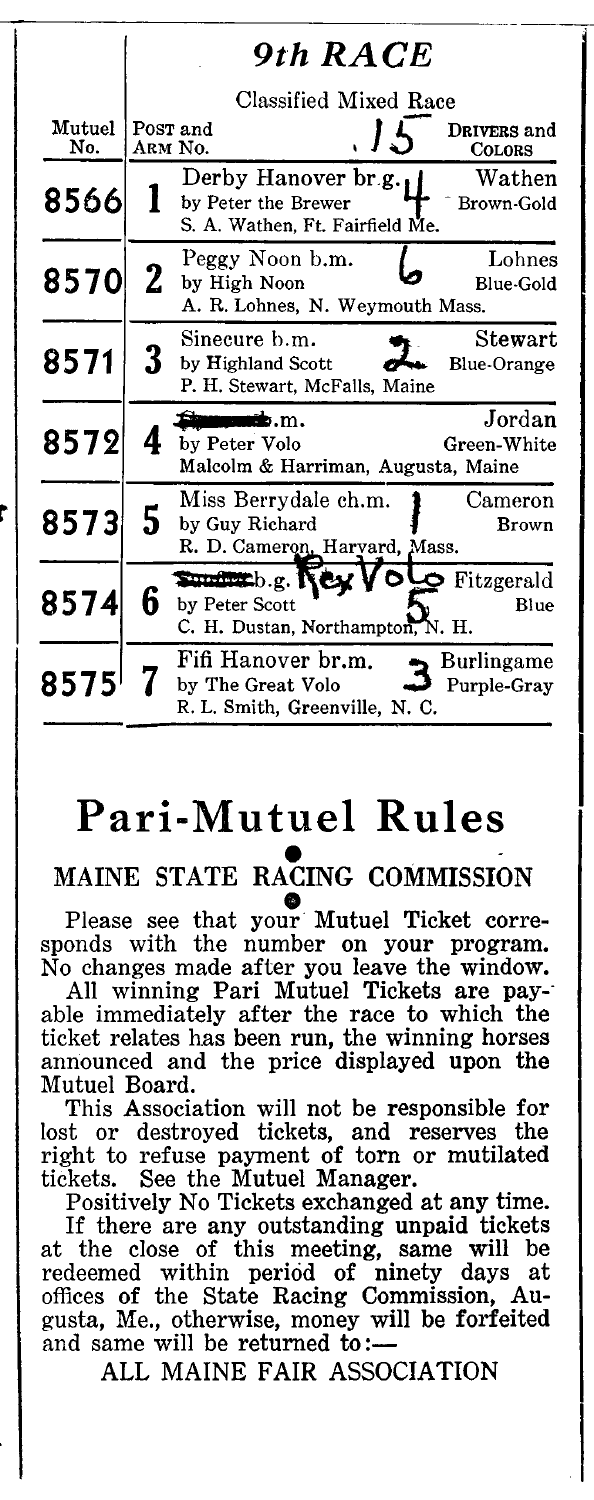## 9th RACE

Classified Mixed Race

| Mutuel No. | Post and Arm No. | | Drivers and Colors |
|---|---|---|---|
| 8566 | 1 | Derby Hanover br.g. 4<br>by Peter the Brewer<br>S. A. Wathen, Ft. Fairfield Me. | Wathen<br>Brown-Gold |
| 8570 | 2 | Peggy Noon b.m. 6<br>by High Noon<br>A. R. Lohnes, N. Weymouth Mass. | Lohnes<br>Blue-Gold |
| 8571 | 3 | Sinecure b.m. 2<br>by Highland Scott<br>P. H. Stewart, McFalls, Maine | Stewart<br>Blue-Orange |
| 8572 | 4 | b.m.<br>by Peter Volo<br>Malcolm & Harriman, Augusta, Maine | Jordan<br>Green-White |
| 8573 | 5 | Miss Berrydale ch.m. 1<br>by Guy Richard<br>R. D. Cameron, Harvard, Mass. | Cameron<br>Brown |
| 8574 | 6 | b.g. Rex Volo 5<br>by Peter Scott<br>C. H. Dustan, Northampton, N. H. | Fitzgerald<br>Blue |
| 8575 | 7 | Fifi Hanover br.m. 3<br>by The Great Volo<br>R. L. Smith, Greenville, N. C. | Burlingame<br>Purple-Gray |

15

# Pari-Mutuel Rules

## MAINE STATE RACING COMMISSION

Please see that your Mutuel Ticket corresponds with the number on your program. No changes made after you leave the window.

All winning Pari Mutuel Tickets are payable immediately after the race to which the ticket relates has been run, the winning horses announced and the price displayed upon the Mutuel Board.

This Association will not be responsible for lost or destroyed tickets, and reserves the right to refuse payment of torn or mutilated tickets. See the Mutuel Manager.

Positively No Tickets exchanged at any time.

If there are any outstanding unpaid tickets at the close of this meeting, same will be redeemed within period of ninety days at offices of the State Racing Commission, Augusta, Me., otherwise, money will be forfeited and same will be returned to:—

ALL MAINE FAIR ASSOCIATION